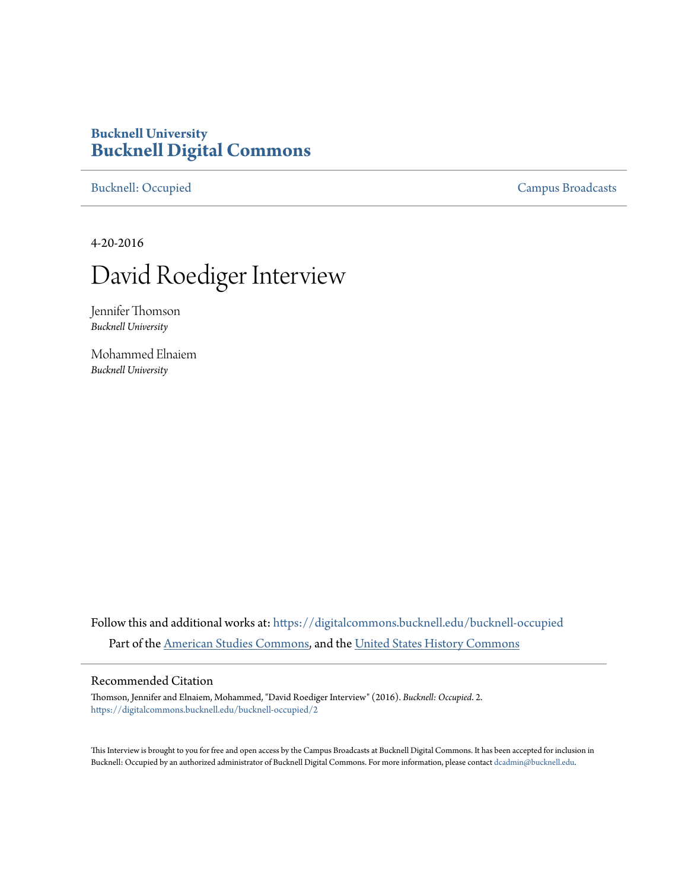**Bucknell University**
# Bucknell Digital Commons

Bucknell: Occupied | Campus Broadcasts

4-20-2016

# David Roediger Interview

Jennifer Thomson
*Bucknell University*

Mohammed Elnaiem
*Bucknell University*

Follow this and additional works at: https://digitalcommons.bucknell.edu/bucknell-occupied

Part of the American Studies Commons, and the United States History Commons

## Recommended Citation

Thomson, Jennifer and Elnaiem, Mohammed, "David Roediger Interview" (2016). *Bucknell: Occupied*. 2.
https://digitalcommons.bucknell.edu/bucknell-occupied/2

This Interview is brought to you for free and open access by the Campus Broadcasts at Bucknell Digital Commons. It has been accepted for inclusion in Bucknell: Occupied by an authorized administrator of Bucknell Digital Commons. For more information, please contact dcadmin@bucknell.edu.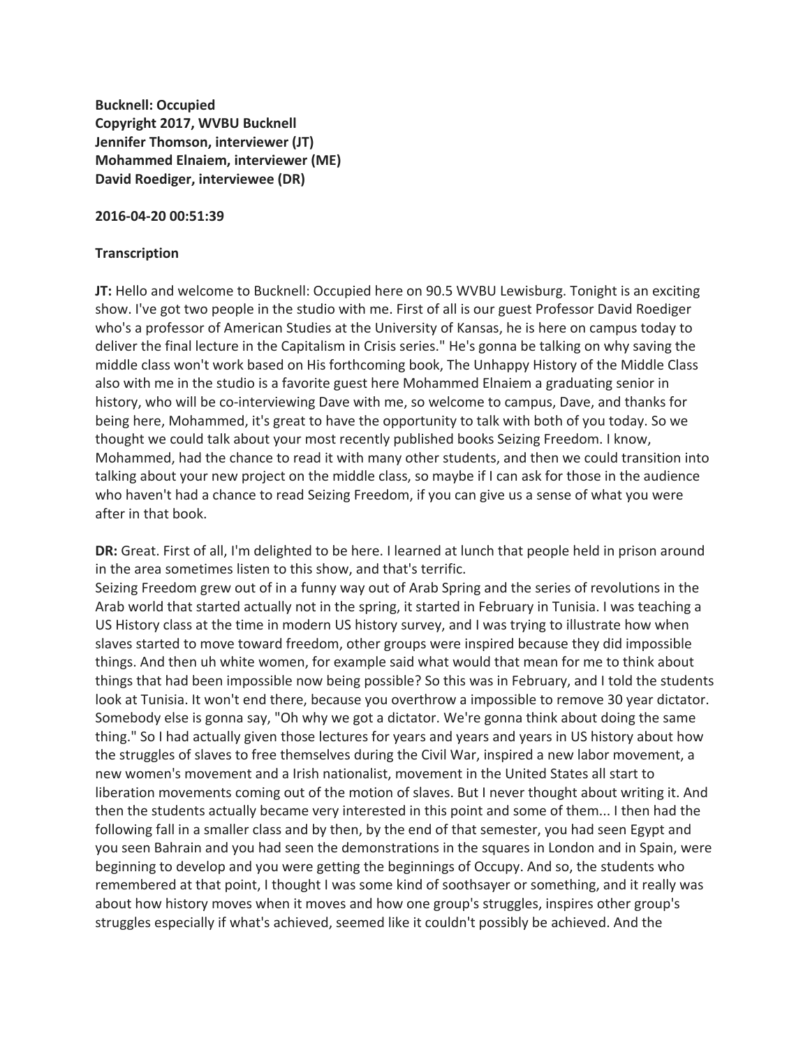**Bucknell: Occupied**
**Copyright 2017, WVBU Bucknell**
**Jennifer Thomson, interviewer (JT)**
**Mohammed Elnaiem, interviewer (ME)**
**David Roediger, interviewee (DR)**

**2016-04-20 00:51:39**

**Transcription**

**JT:** Hello and welcome to Bucknell: Occupied here on 90.5 WVBU Lewisburg. Tonight is an exciting show. I've got two people in the studio with me. First of all is our guest Professor David Roediger who's a professor of American Studies at the University of Kansas, he is here on campus today to deliver the final lecture in the Capitalism in Crisis series." He's gonna be talking on why saving the middle class won't work based on His forthcoming book, The Unhappy History of the Middle Class also with me in the studio is a favorite guest here Mohammed Elnaiem a graduating senior in history, who will be co-interviewing Dave with me, so welcome to campus, Dave, and thanks for being here, Mohammed, it's great to have the opportunity to talk with both of you today. So we thought we could talk about your most recently published books Seizing Freedom. I know, Mohammed, had the chance to read it with many other students, and then we could transition into talking about your new project on the middle class, so maybe if I can ask for those in the audience who haven't had a chance to read Seizing Freedom, if you can give us a sense of what you were after in that book.

**DR:** Great. First of all, I'm delighted to be here. I learned at lunch that people held in prison around in the area sometimes listen to this show, and that's terrific.
Seizing Freedom grew out of in a funny way out of Arab Spring and the series of revolutions in the Arab world that started actually not in the spring, it started in February in Tunisia. I was teaching a US History class at the time in modern US history survey, and I was trying to illustrate how when slaves started to move toward freedom, other groups were inspired because they did impossible things. And then uh white women, for example said what would that mean for me to think about things that had been impossible now being possible? So this was in February, and I told the students look at Tunisia. It won't end there, because you overthrow a impossible to remove 30 year dictator. Somebody else is gonna say, "Oh why we got a dictator. We're gonna think about doing the same thing." So I had actually given those lectures for years and years and years in US history about how the struggles of slaves to free themselves during the Civil War, inspired a new labor movement, a new women's movement and a Irish nationalist, movement in the United States all start to liberation movements coming out of the motion of slaves. But I never thought about writing it. And then the students actually became very interested in this point and some of them... I then had the following fall in a smaller class and by then, by the end of that semester, you had seen Egypt and you seen Bahrain and you had seen the demonstrations in the squares in London and in Spain, were beginning to develop and you were getting the beginnings of Occupy. And so, the students who remembered at that point, I thought I was some kind of soothsayer or something, and it really was about how history moves when it moves and how one group's struggles, inspires other group's struggles especially if what's achieved, seemed like it couldn't possibly be achieved. And the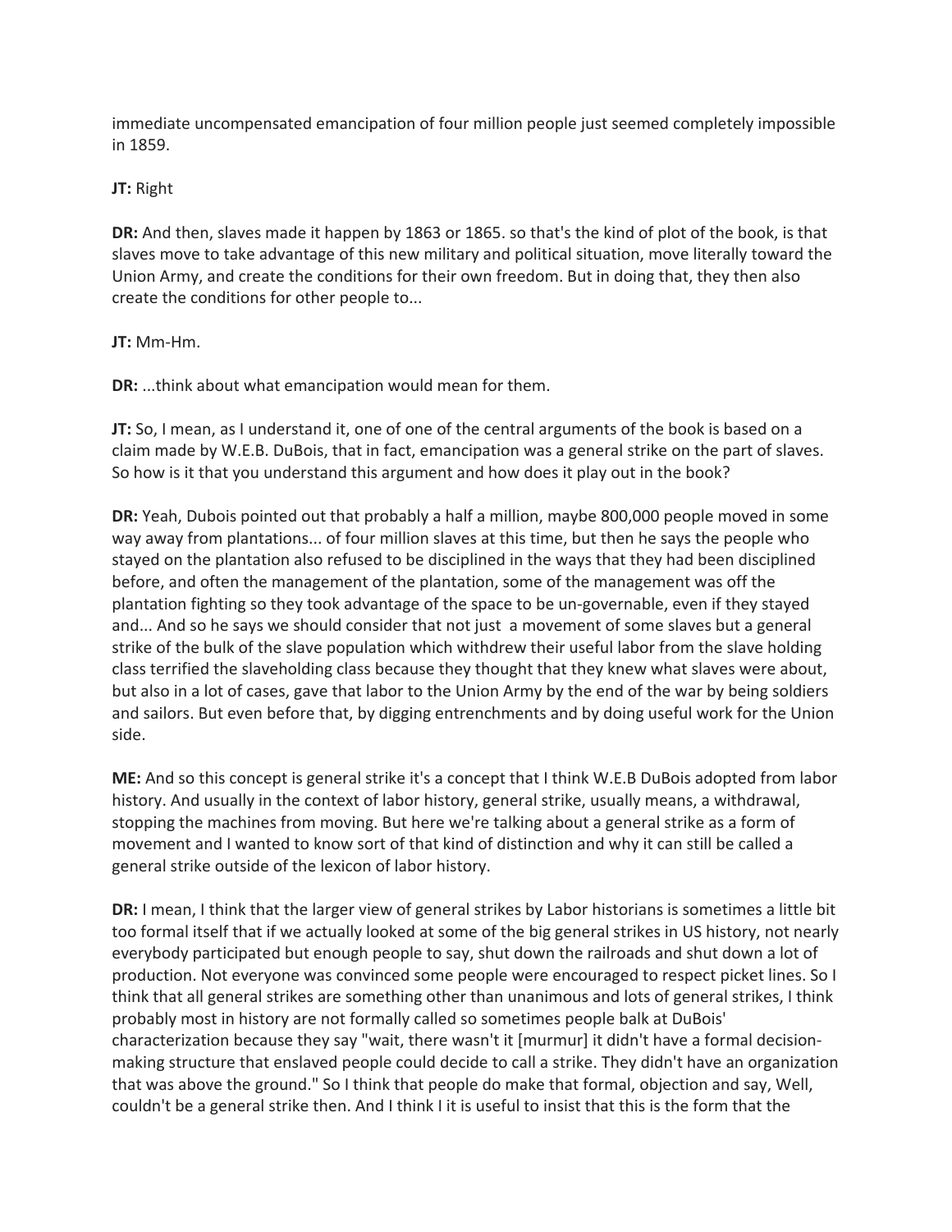immediate uncompensated emancipation of four million people just seemed completely impossible in 1859.

**JT:** Right

**DR:** And then, slaves made it happen by 1863 or 1865. so that's the kind of plot of the book, is that slaves move to take advantage of this new military and political situation, move literally toward the Union Army, and create the conditions for their own freedom. But in doing that, they then also create the conditions for other people to...

**JT:** Mm-Hm.

**DR:** ...think about what emancipation would mean for them.

**JT:** So, I mean, as I understand it, one of one of the central arguments of the book is based on a claim made by W.E.B. DuBois, that in fact, emancipation was a general strike on the part of slaves. So how is it that you understand this argument and how does it play out in the book?

**DR:** Yeah, Dubois pointed out that probably a half a million, maybe 800,000 people moved in some way away from plantations... of four million slaves at this time, but then he says the people who stayed on the plantation also refused to be disciplined in the ways that they had been disciplined before, and often the management of the plantation, some of the management was off the plantation fighting so they took advantage of the space to be un-governable, even if they stayed and... And so he says we should consider that not just a movement of some slaves but a general strike of the bulk of the slave population which withdrew their useful labor from the slave holding class terrified the slaveholding class because they thought that they knew what slaves were about, but also in a lot of cases, gave that labor to the Union Army by the end of the war by being soldiers and sailors. But even before that, by digging entrenchments and by doing useful work for the Union side.

**ME:** And so this concept is general strike it's a concept that I think W.E.B DuBois adopted from labor history. And usually in the context of labor history, general strike, usually means, a withdrawal, stopping the machines from moving. But here we're talking about a general strike as a form of movement and I wanted to know sort of that kind of distinction and why it can still be called a general strike outside of the lexicon of labor history.

**DR:** I mean, I think that the larger view of general strikes by Labor historians is sometimes a little bit too formal itself that if we actually looked at some of the big general strikes in US history, not nearly everybody participated but enough people to say, shut down the railroads and shut down a lot of production. Not everyone was convinced some people were encouraged to respect picket lines. So I think that all general strikes are something other than unanimous and lots of general strikes, I think probably most in history are not formally called so sometimes people balk at DuBois' characterization because they say "wait, there wasn't it [murmur] it didn't have a formal decision-making structure that enslaved people could decide to call a strike. They didn't have an organization that was above the ground." So I think that people do make that formal, objection and say, Well, couldn't be a general strike then. And I think I it is useful to insist that this is the form that the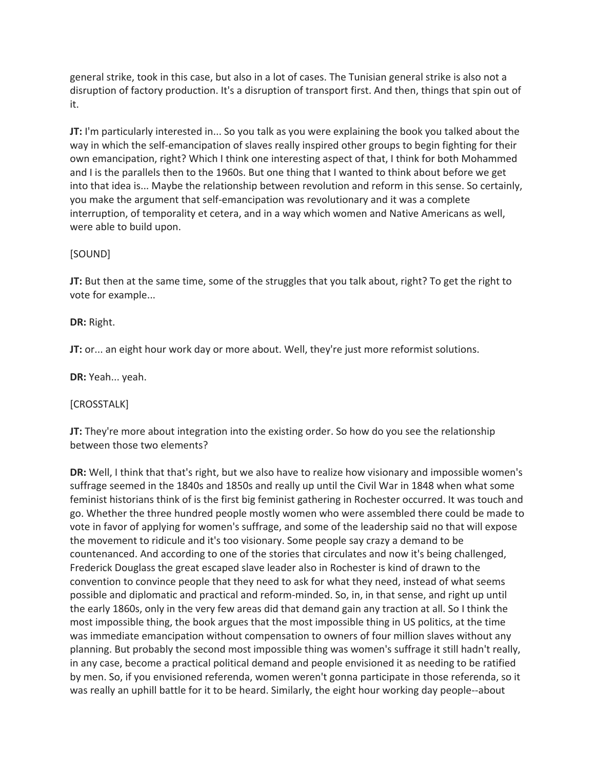general strike, took in this case, but also in a lot of cases. The Tunisian general strike is also not a disruption of factory production. It's a disruption of transport first. And then, things that spin out of it.

**JT:** I'm particularly interested in... So you talk as you were explaining the book you talked about the way in which the self-emancipation of slaves really inspired other groups to begin fighting for their own emancipation, right? Which I think one interesting aspect of that, I think for both Mohammed and I is the parallels then to the 1960s. But one thing that I wanted to think about before we get into that idea is... Maybe the relationship between revolution and reform in this sense. So certainly, you make the argument that self-emancipation was revolutionary and it was a complete interruption, of temporality et cetera, and in a way which women and Native Americans as well, were able to build upon.

[SOUND]

**JT:** But then at the same time, some of the struggles that you talk about, right? To get the right to vote for example...

**DR:** Right.

**JT:** or... an eight hour work day or more about. Well, they're just more reformist solutions.

**DR:** Yeah... yeah.

[CROSSTALK]

**JT:** They're more about integration into the existing order. So how do you see the relationship between those two elements?

**DR:** Well, I think that that's right, but we also have to realize how visionary and impossible women's suffrage seemed in the 1840s and 1850s and really up until the Civil War in 1848 when what some feminist historians think of is the first big feminist gathering in Rochester occurred. It was touch and go. Whether the three hundred people mostly women who were assembled there could be made to vote in favor of applying for women's suffrage, and some of the leadership said no that will expose the movement to ridicule and it's too visionary. Some people say crazy a demand to be countenanced. And according to one of the stories that circulates and now it's being challenged, Frederick Douglass the great escaped slave leader also in Rochester is kind of drawn to the convention to convince people that they need to ask for what they need, instead of what seems possible and diplomatic and practical and reform-minded. So, in, in that sense, and right up until the early 1860s, only in the very few areas did that demand gain any traction at all. So I think the most impossible thing, the book argues that the most impossible thing in US politics, at the time was immediate emancipation without compensation to owners of four million slaves without any planning. But probably the second most impossible thing was women's suffrage it still hadn't really, in any case, become a practical political demand and people envisioned it as needing to be ratified by men. So, if you envisioned referenda, women weren't gonna participate in those referenda, so it was really an uphill battle for it to be heard. Similarly, the eight hour working day people--about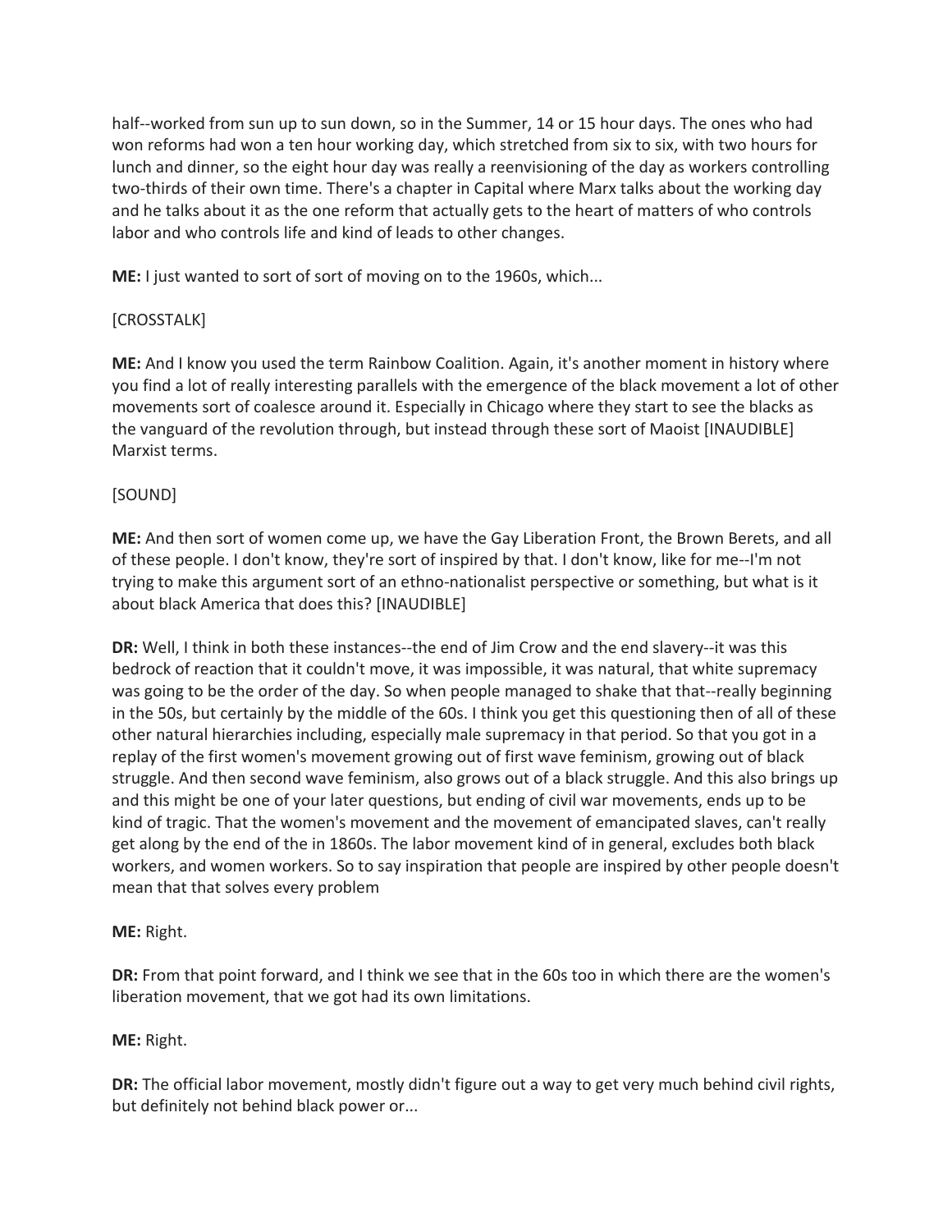half--worked from sun up to sun down, so in the Summer, 14 or 15 hour days. The ones who had won reforms had won a ten hour working day, which stretched from six to six, with two hours for lunch and dinner, so the eight hour day was really a reenvisioning of the day as workers controlling two-thirds of their own time. There's a chapter in Capital where Marx talks about the working day and he talks about it as the one reform that actually gets to the heart of matters of who controls labor and who controls life and kind of leads to other changes.

**ME:** I just wanted to sort of sort of moving on to the 1960s, which...

[CROSSTALK]

**ME:** And I know you used the term Rainbow Coalition. Again, it's another moment in history where you find a lot of really interesting parallels with the emergence of the black movement a lot of other movements sort of coalesce around it. Especially in Chicago where they start to see the blacks as the vanguard of the revolution through, but instead through these sort of Maoist [INAUDIBLE] Marxist terms.

[SOUND]

**ME:** And then sort of women come up, we have the Gay Liberation Front, the Brown Berets, and all of these people. I don't know, they're sort of inspired by that. I don't know, like for me--I'm not trying to make this argument sort of an ethno-nationalist perspective or something, but what is it about black America that does this? [INAUDIBLE]

**DR:** Well, I think in both these instances--the end of Jim Crow and the end slavery--it was this bedrock of reaction that it couldn't move, it was impossible, it was natural, that white supremacy was going to be the order of the day. So when people managed to shake that that--really beginning in the 50s, but certainly by the middle of the 60s. I think you get this questioning then of all of these other natural hierarchies including, especially male supremacy in that period. So that you got in a replay of the first women's movement growing out of first wave feminism, growing out of black struggle. And then second wave feminism, also grows out of a black struggle. And this also brings up and this might be one of your later questions, but ending of civil war movements, ends up to be kind of tragic. That the women's movement and the movement of emancipated slaves, can't really get along by the end of the in 1860s. The labor movement kind of in general, excludes both black workers, and women workers. So to say inspiration that people are inspired by other people doesn't mean that that solves every problem

**ME:** Right.

**DR:** From that point forward, and I think we see that in the 60s too in which there are the women's liberation movement, that we got had its own limitations.

**ME:** Right.

**DR:** The official labor movement, mostly didn't figure out a way to get very much behind civil rights, but definitely not behind black power or...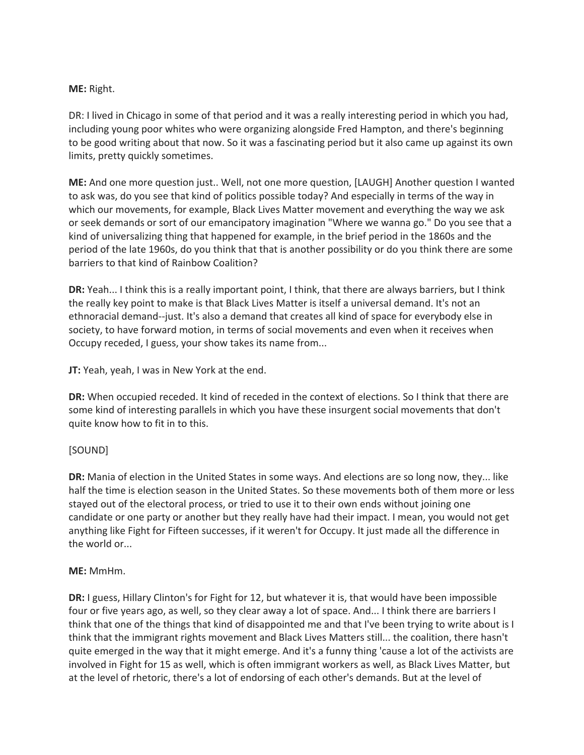**ME:** Right.

DR: I lived in Chicago in some of that period and it was a really interesting period in which you had, including young poor whites who were organizing alongside Fred Hampton, and there's beginning to be good writing about that now. So it was a fascinating period but it also came up against its own limits, pretty quickly sometimes.

**ME:** And one more question just.. Well, not one more question, [LAUGH] Another question I wanted to ask was, do you see that kind of politics possible today? And especially in terms of the way in which our movements, for example, Black Lives Matter movement and everything the way we ask or seek demands or sort of our emancipatory imagination "Where we wanna go." Do you see that a kind of universalizing thing that happened for example, in the brief period in the 1860s and the period of the late 1960s, do you think that that is another possibility or do you think there are some barriers to that kind of Rainbow Coalition?

**DR:** Yeah... I think this is a really important point, I think, that there are always barriers, but I think the really key point to make is that Black Lives Matter is itself a universal demand. It's not an ethnoracial demand--just. It's also a demand that creates all kind of space for everybody else in society, to have forward motion, in terms of social movements and even when it receives when Occupy receded, I guess, your show takes its name from...

**JT:** Yeah, yeah, I was in New York at the end.

**DR:** When occupied receded. It kind of receded in the context of elections. So I think that there are some kind of interesting parallels in which you have these insurgent social movements that don't quite know how to fit in to this.

[SOUND]

**DR:** Mania of election in the United States in some ways. And elections are so long now, they... like half the time is election season in the United States. So these movements both of them more or less stayed out of the electoral process, or tried to use it to their own ends without joining one candidate or one party or another but they really have had their impact. I mean, you would not get anything like Fight for Fifteen successes, if it weren't for Occupy. It just made all the difference in the world or...

**ME:** MmHm.

**DR:** I guess, Hillary Clinton's for Fight for 12, but whatever it is, that would have been impossible four or five years ago, as well, so they clear away a lot of space. And... I think there are barriers I think that one of the things that kind of disappointed me and that I've been trying to write about is I think that the immigrant rights movement and Black Lives Matters still... the coalition, there hasn't quite emerged in the way that it might emerge. And it's a funny thing 'cause a lot of the activists are involved in Fight for 15 as well, which is often immigrant workers as well, as Black Lives Matter, but at the level of rhetoric, there's a lot of endorsing of each other's demands. But at the level of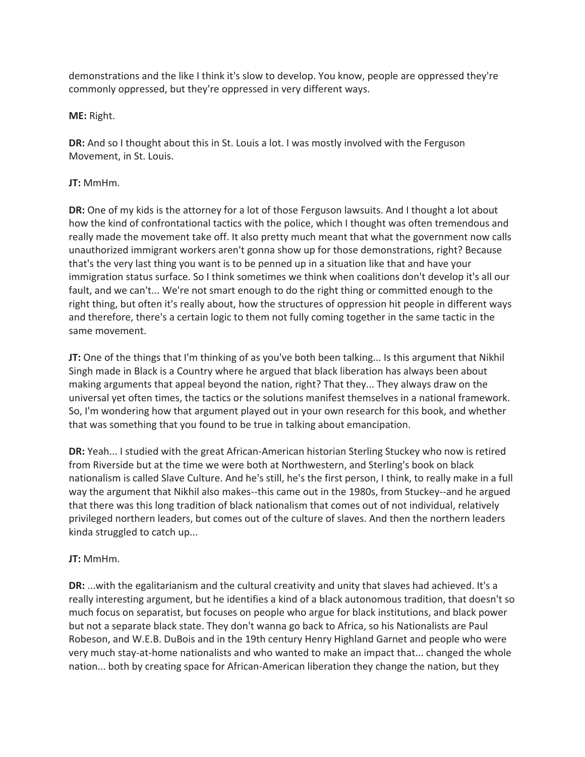demonstrations and the like I think it's slow to develop. You know, people are oppressed they're commonly oppressed, but they're oppressed in very different ways.

**ME:** Right.

**DR:** And so I thought about this in St. Louis a lot. I was mostly involved with the Ferguson Movement, in St. Louis.

**JT:** MmHm.

**DR:** One of my kids is the attorney for a lot of those Ferguson lawsuits. And I thought a lot about how the kind of confrontational tactics with the police, which I thought was often tremendous and really made the movement take off. It also pretty much meant that what the government now calls unauthorized immigrant workers aren't gonna show up for those demonstrations, right? Because that's the very last thing you want is to be penned up in a situation like that and have your immigration status surface. So I think sometimes we think when coalitions don't develop it's all our fault, and we can't... We're not smart enough to do the right thing or committed enough to the right thing, but often it's really about, how the structures of oppression hit people in different ways and therefore, there's a certain logic to them not fully coming together in the same tactic in the same movement.

**JT:** One of the things that I'm thinking of as you've both been talking... Is this argument that Nikhil Singh made in Black is a Country where he argued that black liberation has always been about making arguments that appeal beyond the nation, right? That they... They always draw on the universal yet often times, the tactics or the solutions manifest themselves in a national framework. So, I'm wondering how that argument played out in your own research for this book, and whether that was something that you found to be true in talking about emancipation.

**DR:** Yeah... I studied with the great African-American historian Sterling Stuckey who now is retired from Riverside but at the time we were both at Northwestern, and Sterling's book on black nationalism is called Slave Culture. And he's still, he's the first person, I think, to really make in a full way the argument that Nikhil also makes--this came out in the 1980s, from Stuckey--and he argued that there was this long tradition of black nationalism that comes out of not individual, relatively privileged northern leaders, but comes out of the culture of slaves. And then the northern leaders kinda struggled to catch up...

**JT:** MmHm.

**DR:** ...with the egalitarianism and the cultural creativity and unity that slaves had achieved. It's a really interesting argument, but he identifies a kind of a black autonomous tradition, that doesn't so much focus on separatist, but focuses on people who argue for black institutions, and black power but not a separate black state. They don't wanna go back to Africa, so his Nationalists are Paul Robeson, and W.E.B. DuBois and in the 19th century Henry Highland Garnet and people who were very much stay-at-home nationalists and who wanted to make an impact that... changed the whole nation... both by creating space for African-American liberation they change the nation, but they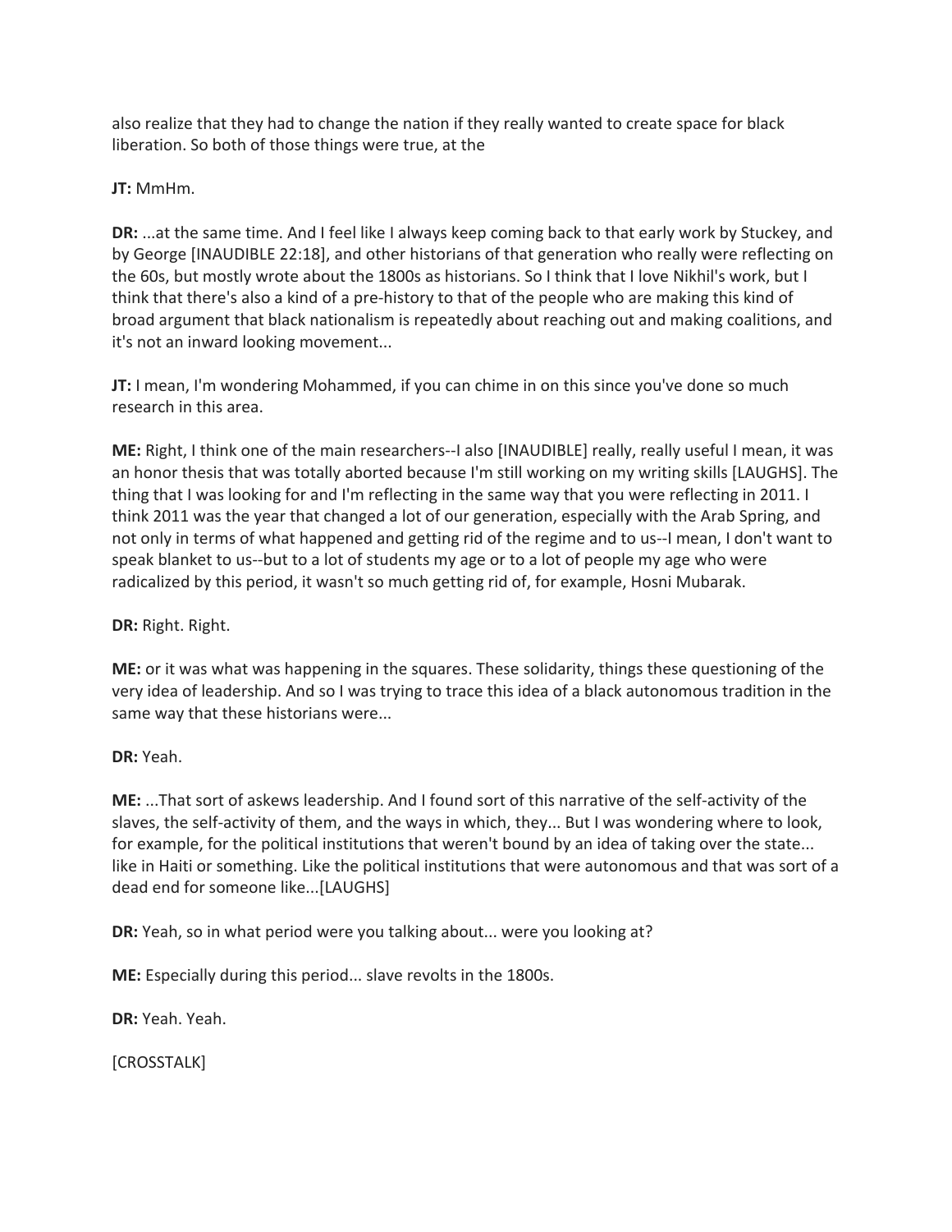also realize that they had to change the nation if they really wanted to create space for black liberation. So both of those things were true, at the

**JT:** MmHm.

**DR:** ...at the same time. And I feel like I always keep coming back to that early work by Stuckey, and by George [INAUDIBLE 22:18], and other historians of that generation who really were reflecting on the 60s, but mostly wrote about the 1800s as historians. So I think that I love Nikhil's work, but I think that there's also a kind of a pre-history to that of the people who are making this kind of broad argument that black nationalism is repeatedly about reaching out and making coalitions, and it's not an inward looking movement...

**JT:** I mean, I'm wondering Mohammed, if you can chime in on this since you've done so much research in this area.

**ME:** Right, I think one of the main researchers--I also [INAUDIBLE] really, really useful I mean, it was an honor thesis that was totally aborted because I'm still working on my writing skills [LAUGHS]. The thing that I was looking for and I'm reflecting in the same way that you were reflecting in 2011. I think 2011 was the year that changed a lot of our generation, especially with the Arab Spring, and not only in terms of what happened and getting rid of the regime and to us--I mean, I don't want to speak blanket to us--but to a lot of students my age or to a lot of people my age who were radicalized by this period, it wasn't so much getting rid of, for example, Hosni Mubarak.

**DR:** Right. Right.

**ME:** or it was what was happening in the squares. These solidarity, things these questioning of the very idea of leadership. And so I was trying to trace this idea of a black autonomous tradition in the same way that these historians were...

**DR:** Yeah.

**ME:** ...That sort of askews leadership. And I found sort of this narrative of the self-activity of the slaves, the self-activity of them, and the ways in which, they... But I was wondering where to look, for example, for the political institutions that weren't bound by an idea of taking over the state... like in Haiti or something. Like the political institutions that were autonomous and that was sort of a dead end for someone like...[LAUGHS]

**DR:** Yeah, so in what period were you talking about... were you looking at?

**ME:** Especially during this period... slave revolts in the 1800s.

**DR:** Yeah. Yeah.

[CROSSTALK]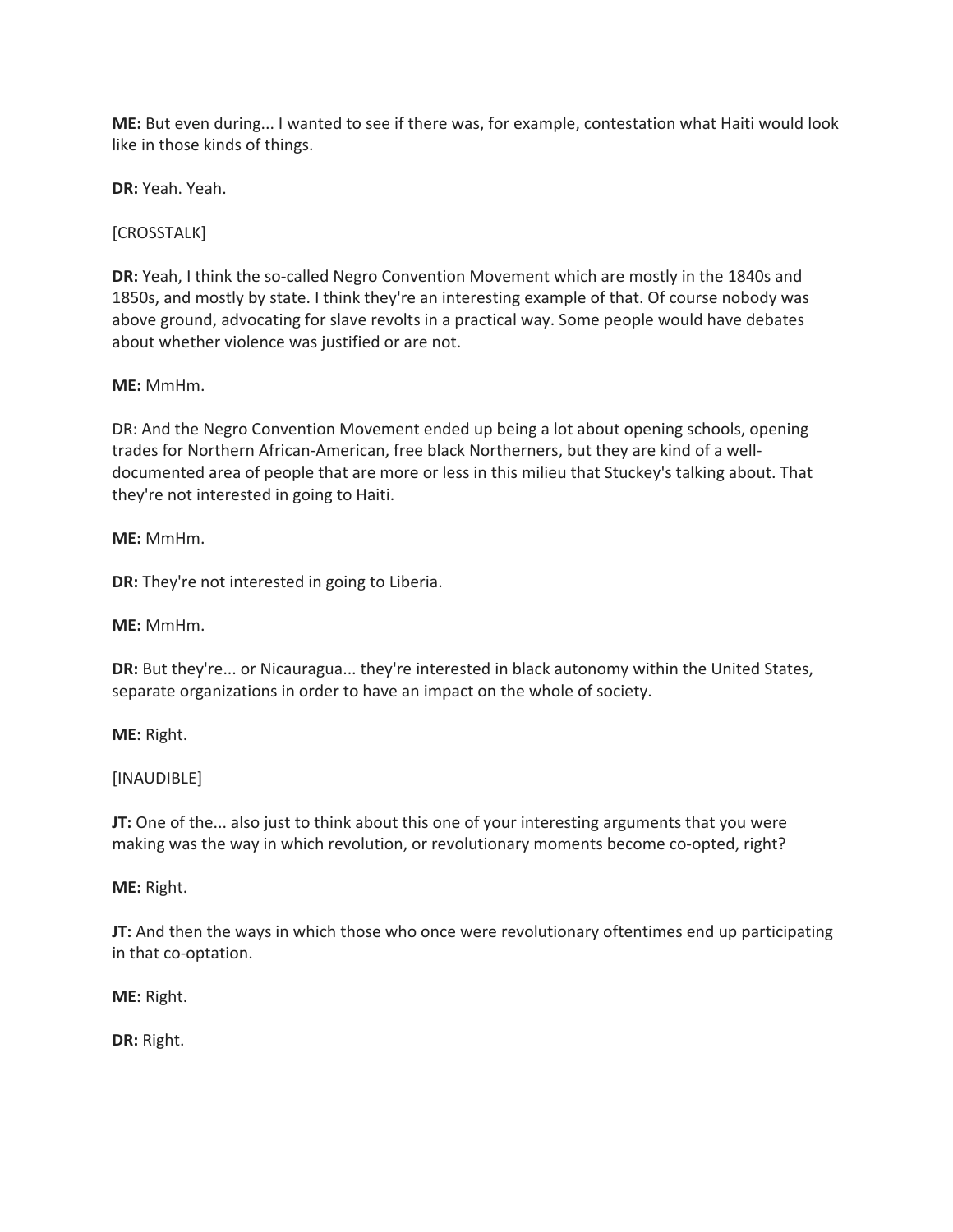**ME:** But even during... I wanted to see if there was, for example, contestation what Haiti would look like in those kinds of things.

**DR:** Yeah. Yeah.

[CROSSTALK]

**DR:** Yeah, I think the so-called Negro Convention Movement which are mostly in the 1840s and 1850s, and mostly by state. I think they're an interesting example of that. Of course nobody was above ground, advocating for slave revolts in a practical way. Some people would have debates about whether violence was justified or are not.

**ME:** MmHm.

DR: And the Negro Convention Movement ended up being a lot about opening schools, opening trades for Northern African-American, free black Northerners, but they are kind of a well-documented area of people that are more or less in this milieu that Stuckey's talking about. That they're not interested in going to Haiti.

**ME:** MmHm.

**DR:** They're not interested in going to Liberia.

**ME:** MmHm.

**DR:** But they're... or Nicauragua... they're interested in black autonomy within the United States, separate organizations in order to have an impact on the whole of society.

**ME:** Right.

[INAUDIBLE]

**JT:** One of the... also just to think about this one of your interesting arguments that you were making was the way in which revolution, or revolutionary moments become co-opted, right?

**ME:** Right.

**JT:** And then the ways in which those who once were revolutionary oftentimes end up participating in that co-optation.

**ME:** Right.

**DR:** Right.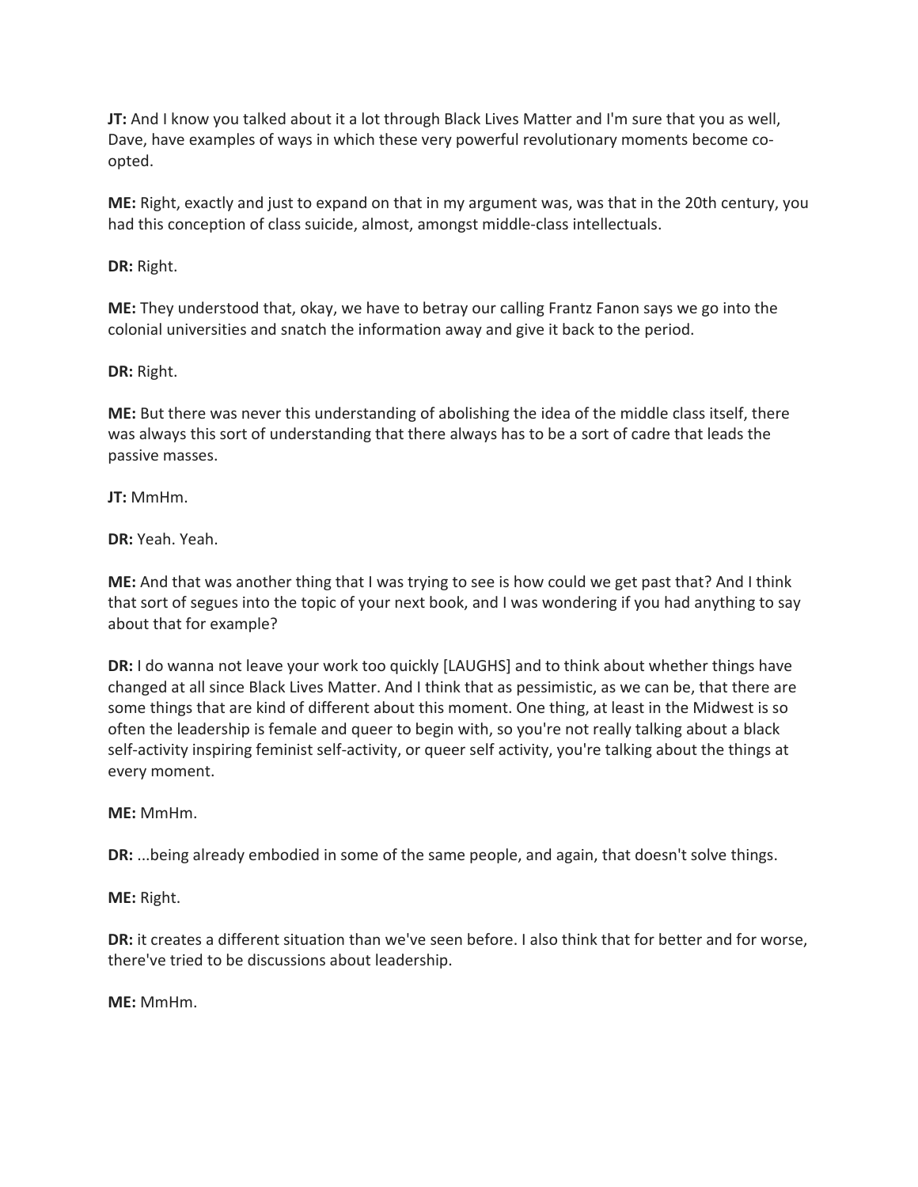**JT:** And I know you talked about it a lot through Black Lives Matter and I'm sure that you as well, Dave, have examples of ways in which these very powerful revolutionary moments become co-opted.

**ME:** Right, exactly and just to expand on that in my argument was, was that in the 20th century, you had this conception of class suicide, almost, amongst middle-class intellectuals.

**DR:** Right.

**ME:** They understood that, okay, we have to betray our calling Frantz Fanon says we go into the colonial universities and snatch the information away and give it back to the period.

**DR:** Right.

**ME:** But there was never this understanding of abolishing the idea of the middle class itself, there was always this sort of understanding that there always has to be a sort of cadre that leads the passive masses.

**JT:** MmHm.

**DR:** Yeah. Yeah.

**ME:** And that was another thing that I was trying to see is how could we get past that? And I think that sort of segues into the topic of your next book, and I was wondering if you had anything to say about that for example?

**DR:** I do wanna not leave your work too quickly [LAUGHS] and to think about whether things have changed at all since Black Lives Matter. And I think that as pessimistic, as we can be, that there are some things that are kind of different about this moment. One thing, at least in the Midwest is so often the leadership is female and queer to begin with, so you're not really talking about a black self-activity inspiring feminist self-activity, or queer self activity, you're talking about the things at every moment.

**ME:** MmHm.

**DR:** ...being already embodied in some of the same people, and again, that doesn't solve things.

**ME:** Right.

**DR:** it creates a different situation than we've seen before. I also think that for better and for worse, there've tried to be discussions about leadership.

**ME:** MmHm.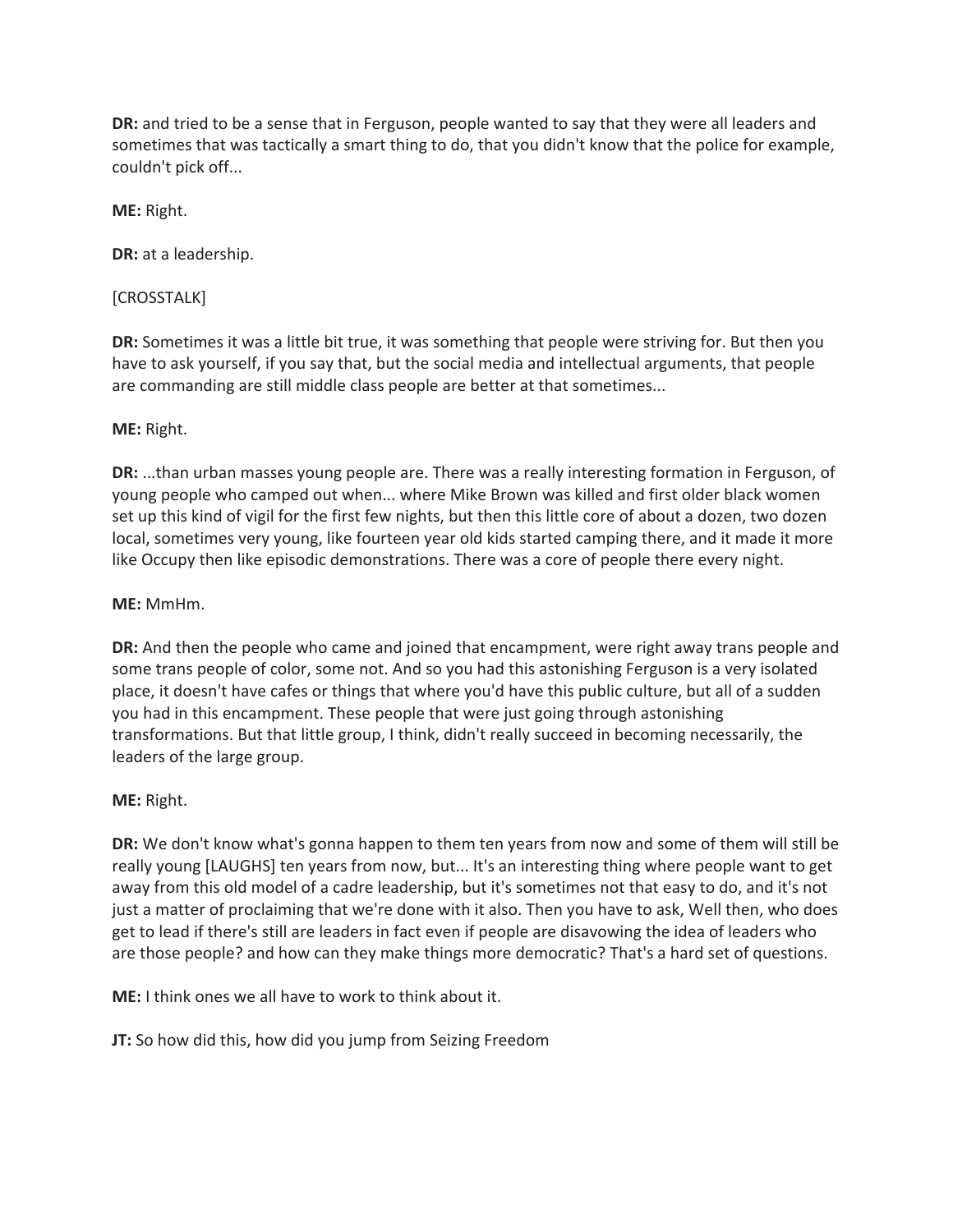**DR:** and tried to be a sense that in Ferguson, people wanted to say that they were all leaders and sometimes that was tactically a smart thing to do, that you didn't know that the police for example, couldn't pick off...

**ME:** Right.

**DR:** at a leadership.

[CROSSTALK]

**DR:** Sometimes it was a little bit true, it was something that people were striving for. But then you have to ask yourself, if you say that, but the social media and intellectual arguments, that people are commanding are still middle class people are better at that sometimes...

**ME:** Right.

**DR:** ...than urban masses young people are. There was a really interesting formation in Ferguson, of young people who camped out when... where Mike Brown was killed and first older black women set up this kind of vigil for the first few nights, but then this little core of about a dozen, two dozen local, sometimes very young, like fourteen year old kids started camping there, and it made it more like Occupy then like episodic demonstrations. There was a core of people there every night.

**ME:** MmHm.

**DR:** And then the people who came and joined that encampment, were right away trans people and some trans people of color, some not. And so you had this astonishing Ferguson is a very isolated place, it doesn't have cafes or things that where you'd have this public culture, but all of a sudden you had in this encampment. These people that were just going through astonishing transformations. But that little group, I think, didn't really succeed in becoming necessarily, the leaders of the large group.

**ME:** Right.

**DR:** We don't know what's gonna happen to them ten years from now and some of them will still be really young [LAUGHS] ten years from now, but... It's an interesting thing where people want to get away from this old model of a cadre leadership, but it's sometimes not that easy to do, and it's not just a matter of proclaiming that we're done with it also. Then you have to ask, Well then, who does get to lead if there's still are leaders in fact even if people are disavowing the idea of leaders who are those people? and how can they make things more democratic? That's a hard set of questions.

**ME:** I think ones we all have to work to think about it.

**JT:** So how did this, how did you jump from Seizing Freedom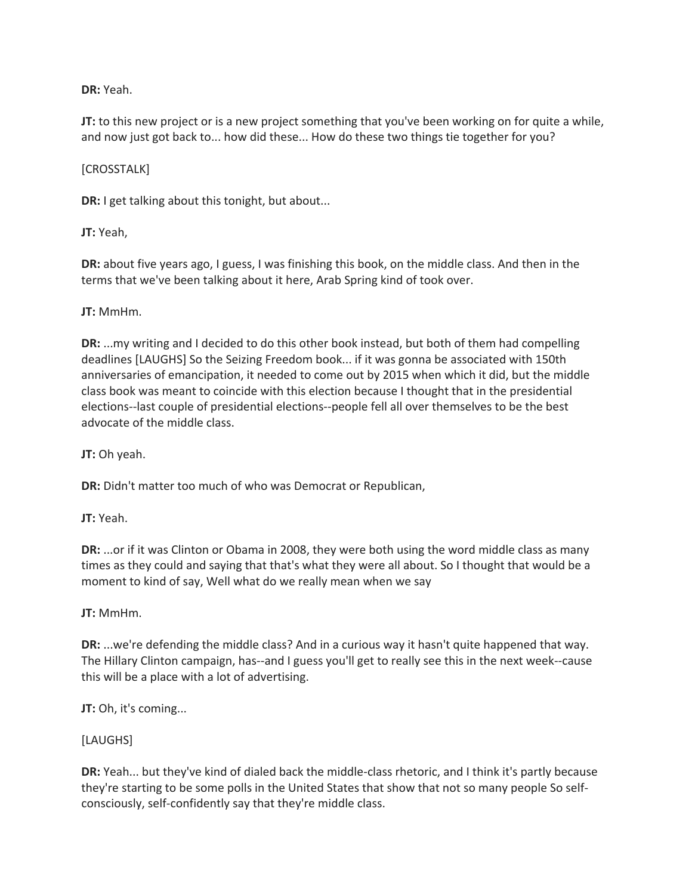**DR:** Yeah.

**JT:** to this new project or is a new project something that you've been working on for quite a while, and now just got back to... how did these... How do these two things tie together for you?

[CROSSTALK]

**DR:** I get talking about this tonight, but about...

**JT:** Yeah,

**DR:** about five years ago, I guess, I was finishing this book, on the middle class. And then in the terms that we've been talking about it here, Arab Spring kind of took over.

**JT:** MmHm.

**DR:** ...my writing and I decided to do this other book instead, but both of them had compelling deadlines [LAUGHS] So the Seizing Freedom book... if it was gonna be associated with 150th anniversaries of emancipation, it needed to come out by 2015 when which it did, but the middle class book was meant to coincide with this election because I thought that in the presidential elections--last couple of presidential elections--people fell all over themselves to be the best advocate of the middle class.

**JT:** Oh yeah.

**DR:** Didn't matter too much of who was Democrat or Republican,

**JT:** Yeah.

**DR:** ...or if it was Clinton or Obama in 2008, they were both using the word middle class as many times as they could and saying that that's what they were all about. So I thought that would be a moment to kind of say, Well what do we really mean when we say

**JT:** MmHm.

**DR:** ...we're defending the middle class? And in a curious way it hasn't quite happened that way. The Hillary Clinton campaign, has--and I guess you'll get to really see this in the next week--cause this will be a place with a lot of advertising.

**JT:** Oh, it's coming...

[LAUGHS]

**DR:** Yeah... but they've kind of dialed back the middle-class rhetoric, and I think it's partly because they're starting to be some polls in the United States that show that not so many people So self-consciously, self-confidently say that they're middle class.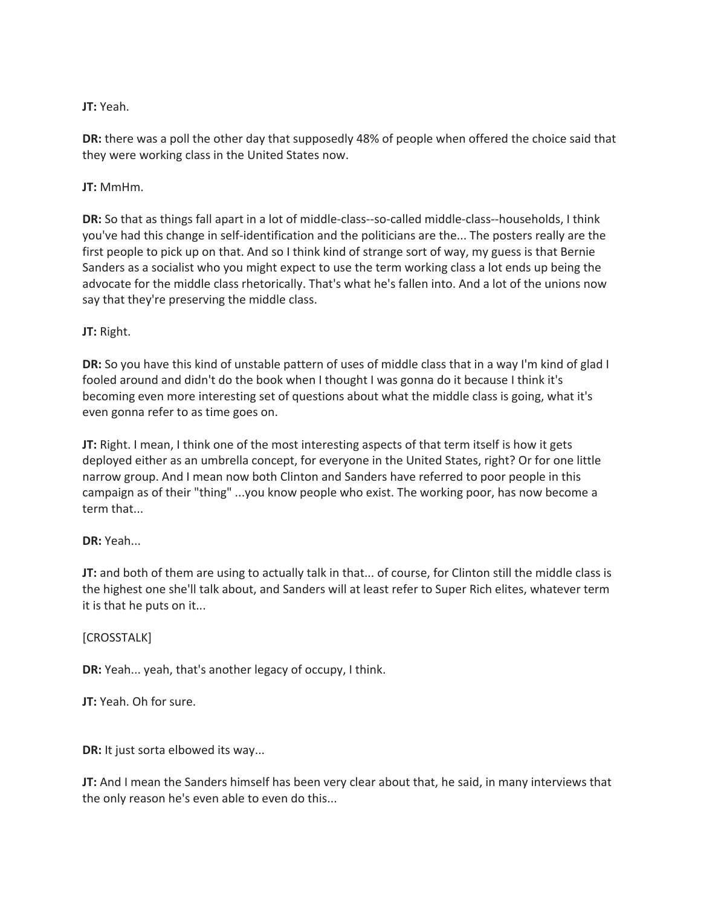**JT:** Yeah.

**DR:** there was a poll the other day that supposedly 48% of people when offered the choice said that they were working class in the United States now.

**JT:** MmHm.

**DR:** So that as things fall apart in a lot of middle-class--so-called middle-class--households, I think you've had this change in self-identification and the politicians are the... The posters really are the first people to pick up on that. And so I think kind of strange sort of way, my guess is that Bernie Sanders as a socialist who you might expect to use the term working class a lot ends up being the advocate for the middle class rhetorically. That's what he's fallen into. And a lot of the unions now say that they're preserving the middle class.

**JT:** Right.

**DR:** So you have this kind of unstable pattern of uses of middle class that in a way I'm kind of glad I fooled around and didn't do the book when I thought I was gonna do it because I think it's becoming even more interesting set of questions about what the middle class is going, what it's even gonna refer to as time goes on.

**JT:** Right. I mean, I think one of the most interesting aspects of that term itself is how it gets deployed either as an umbrella concept, for everyone in the United States, right? Or for one little narrow group. And I mean now both Clinton and Sanders have referred to poor people in this campaign as of their "thing" ...you know people who exist. The working poor, has now become a term that...

**DR:** Yeah...

**JT:** and both of them are using to actually talk in that... of course, for Clinton still the middle class is the highest one she'll talk about, and Sanders will at least refer to Super Rich elites, whatever term it is that he puts on it...

[CROSSTALK]

**DR:** Yeah... yeah, that's another legacy of occupy, I think.

**JT:** Yeah. Oh for sure.

**DR:** It just sorta elbowed its way...

**JT:** And I mean the Sanders himself has been very clear about that, he said, in many interviews that the only reason he's even able to even do this...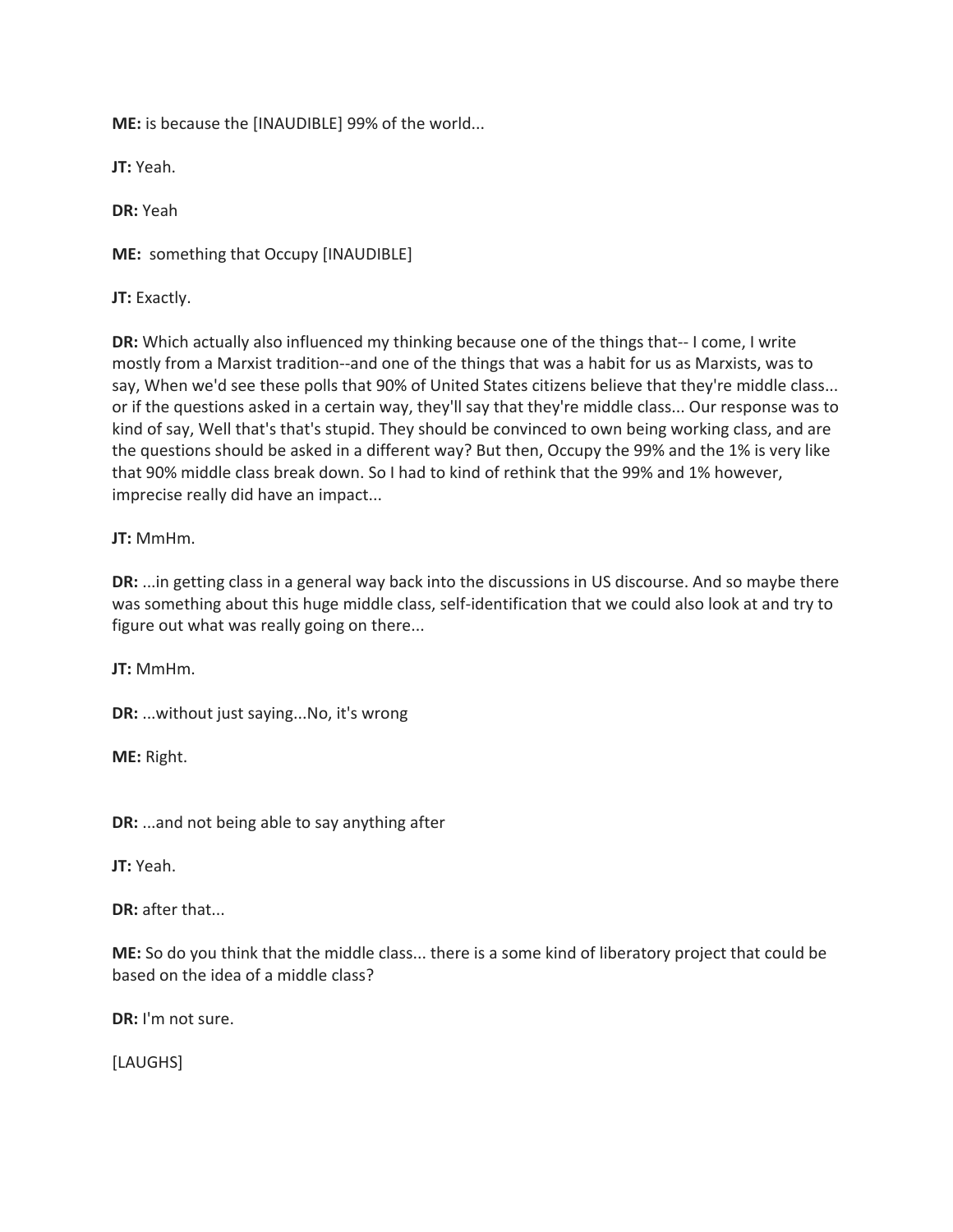**ME:** is because the [INAUDIBLE] 99% of the world...

**JT:** Yeah.

**DR:** Yeah

**ME:** something that Occupy [INAUDIBLE]

**JT:** Exactly.

**DR:** Which actually also influenced my thinking because one of the things that-- I come, I write mostly from a Marxist tradition--and one of the things that was a habit for us as Marxists, was to say, When we'd see these polls that 90% of United States citizens believe that they're middle class... or if the questions asked in a certain way, they'll say that they're middle class... Our response was to kind of say, Well that's that's stupid. They should be convinced to own being working class, and are the questions should be asked in a different way? But then, Occupy the 99% and the 1% is very like that 90% middle class break down. So I had to kind of rethink that the 99% and 1% however, imprecise really did have an impact...

**JT:** MmHm.

**DR:** ...in getting class in a general way back into the discussions in US discourse. And so maybe there was something about this huge middle class, self-identification that we could also look at and try to figure out what was really going on there...

**JT:** MmHm.

**DR:** ...without just saying...No, it's wrong

**ME:** Right.

**DR:** ...and not being able to say anything after

**JT:** Yeah.

**DR:** after that...

**ME:** So do you think that the middle class... there is a some kind of liberatory project that could be based on the idea of a middle class?

**DR:** I'm not sure.

[LAUGHS]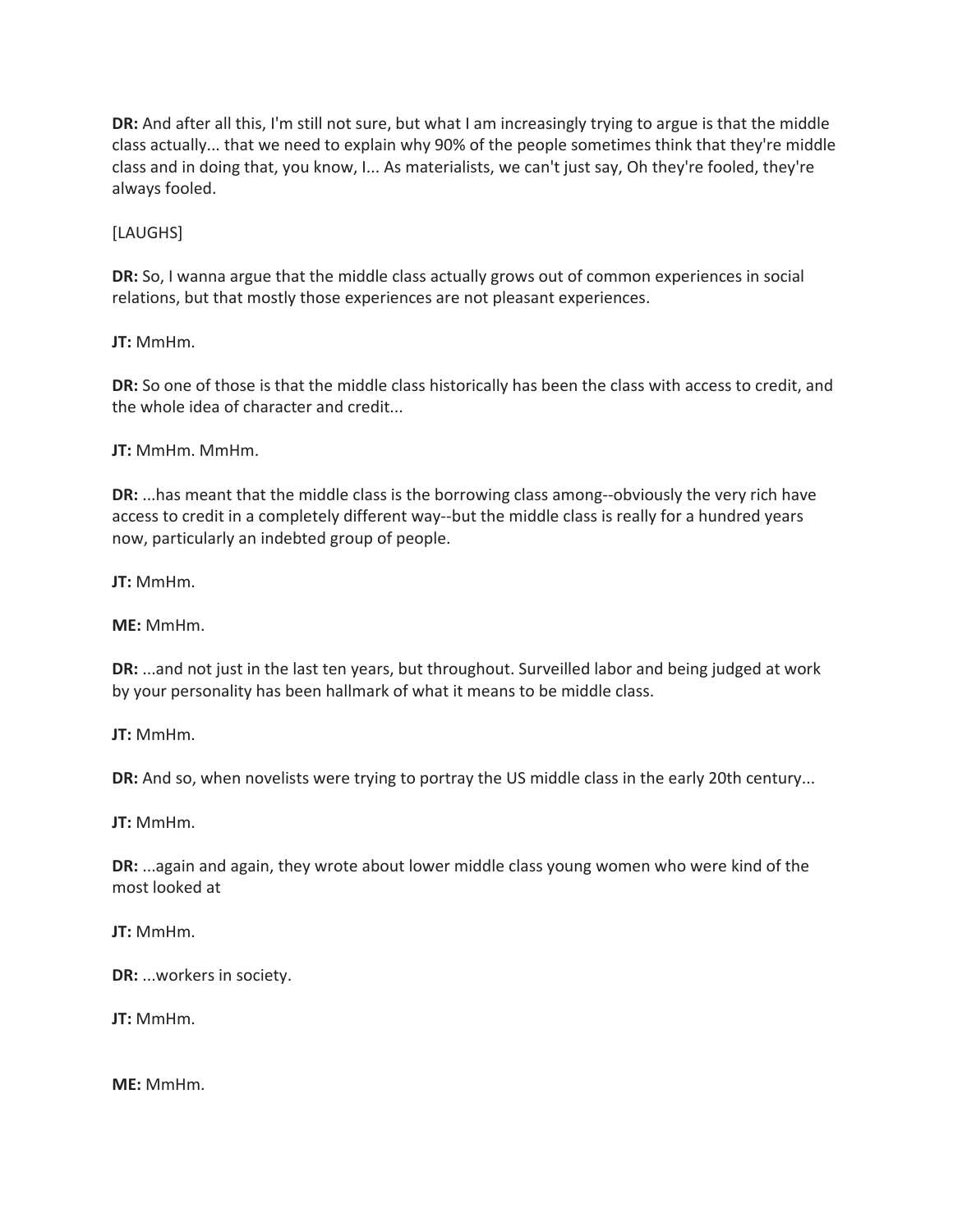**DR:** And after all this, I'm still not sure, but what I am increasingly trying to argue is that the middle class actually... that we need to explain why 90% of the people sometimes think that they're middle class and in doing that, you know, I... As materialists, we can't just say, Oh they're fooled, they're always fooled.

[LAUGHS]

**DR:** So, I wanna argue that the middle class actually grows out of common experiences in social relations, but that mostly those experiences are not pleasant experiences.

**JT:** MmHm.

**DR:** So one of those is that the middle class historically has been the class with access to credit, and the whole idea of character and credit...

**JT:** MmHm. MmHm.

**DR:** ...has meant that the middle class is the borrowing class among--obviously the very rich have access to credit in a completely different way--but the middle class is really for a hundred years now, particularly an indebted group of people.

**JT:** MmHm.

**ME:** MmHm.

**DR:** ...and not just in the last ten years, but throughout. Surveilled labor and being judged at work by your personality has been hallmark of what it means to be middle class.

**JT:** MmHm.

**DR:** And so, when novelists were trying to portray the US middle class in the early 20th century...

**JT:** MmHm.

**DR:** ...again and again, they wrote about lower middle class young women who were kind of the most looked at

**JT:** MmHm.

**DR:** ...workers in society.

**JT:** MmHm.

**ME:** MmHm.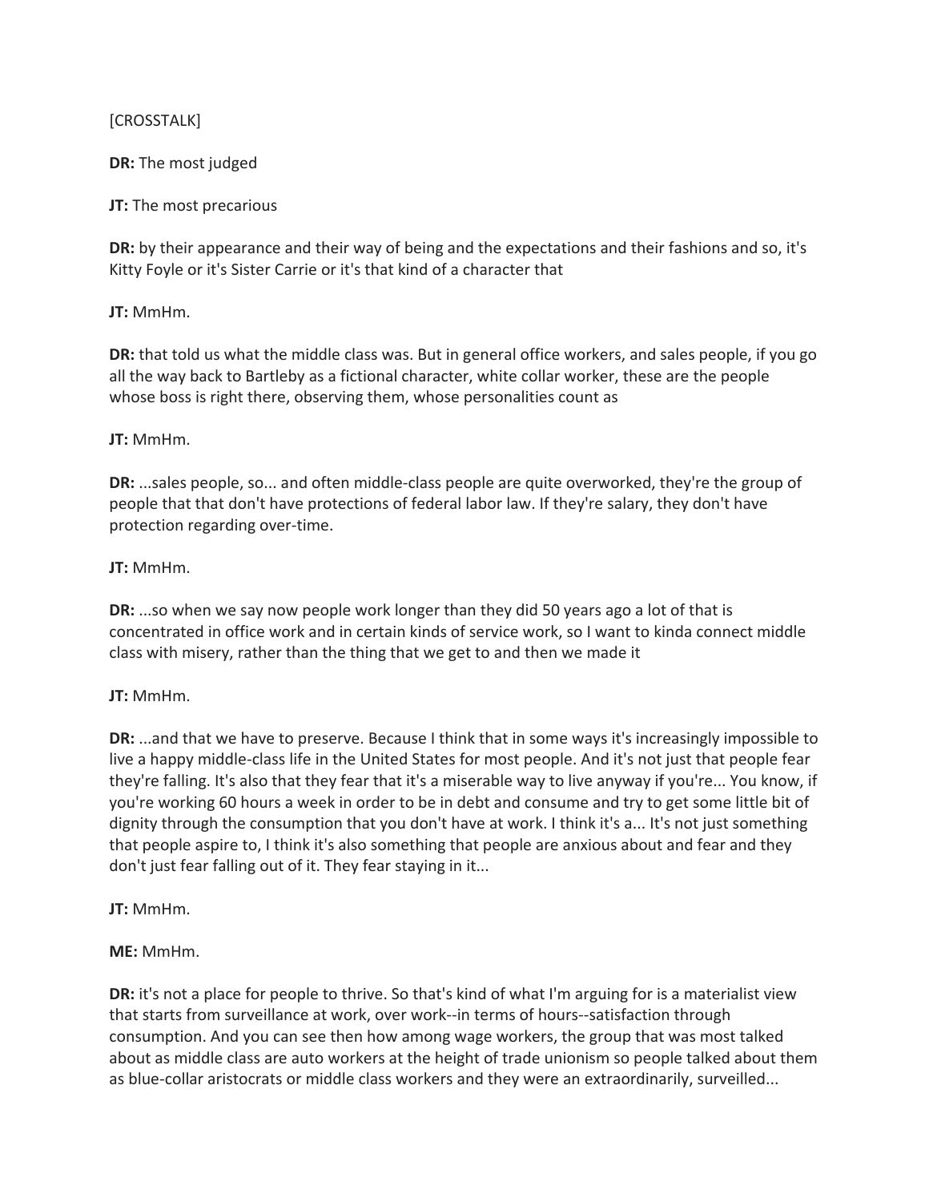[CROSSTALK]

**DR:** The most judged

**JT:** The most precarious

**DR:** by their appearance and their way of being and the expectations and their fashions and so, it's Kitty Foyle or it's Sister Carrie or it's that kind of a character that

**JT:** MmHm.

**DR:** that told us what the middle class was. But in general office workers, and sales people, if you go all the way back to Bartleby as a fictional character, white collar worker, these are the people whose boss is right there, observing them, whose personalities count as

**JT:** MmHm.

**DR:** ...sales people, so... and often middle-class people are quite overworked, they're the group of people that that don't have protections of federal labor law. If they're salary, they don't have protection regarding over-time.

**JT:** MmHm.

**DR:** ...so when we say now people work longer than they did 50 years ago a lot of that is concentrated in office work and in certain kinds of service work, so I want to kinda connect middle class with misery, rather than the thing that we get to and then we made it

**JT:** MmHm.

**DR:** ...and that we have to preserve. Because I think that in some ways it's increasingly impossible to live a happy middle-class life in the United States for most people. And it's not just that people fear they're falling. It's also that they fear that it's a miserable way to live anyway if you're... You know, if you're working 60 hours a week in order to be in debt and consume and try to get some little bit of dignity through the consumption that you don't have at work. I think it's a... It's not just something that people aspire to, I think it's also something that people are anxious about and fear and they don't just fear falling out of it. They fear staying in it...

**JT:** MmHm.

**ME:** MmHm.

**DR:** it's not a place for people to thrive. So that's kind of what I'm arguing for is a materialist view that starts from surveillance at work, over work--in terms of hours--satisfaction through consumption. And you can see then how among wage workers, the group that was most talked about as middle class are auto workers at the height of trade unionism so people talked about them as blue-collar aristocrats or middle class workers and they were an extraordinarily, surveilled...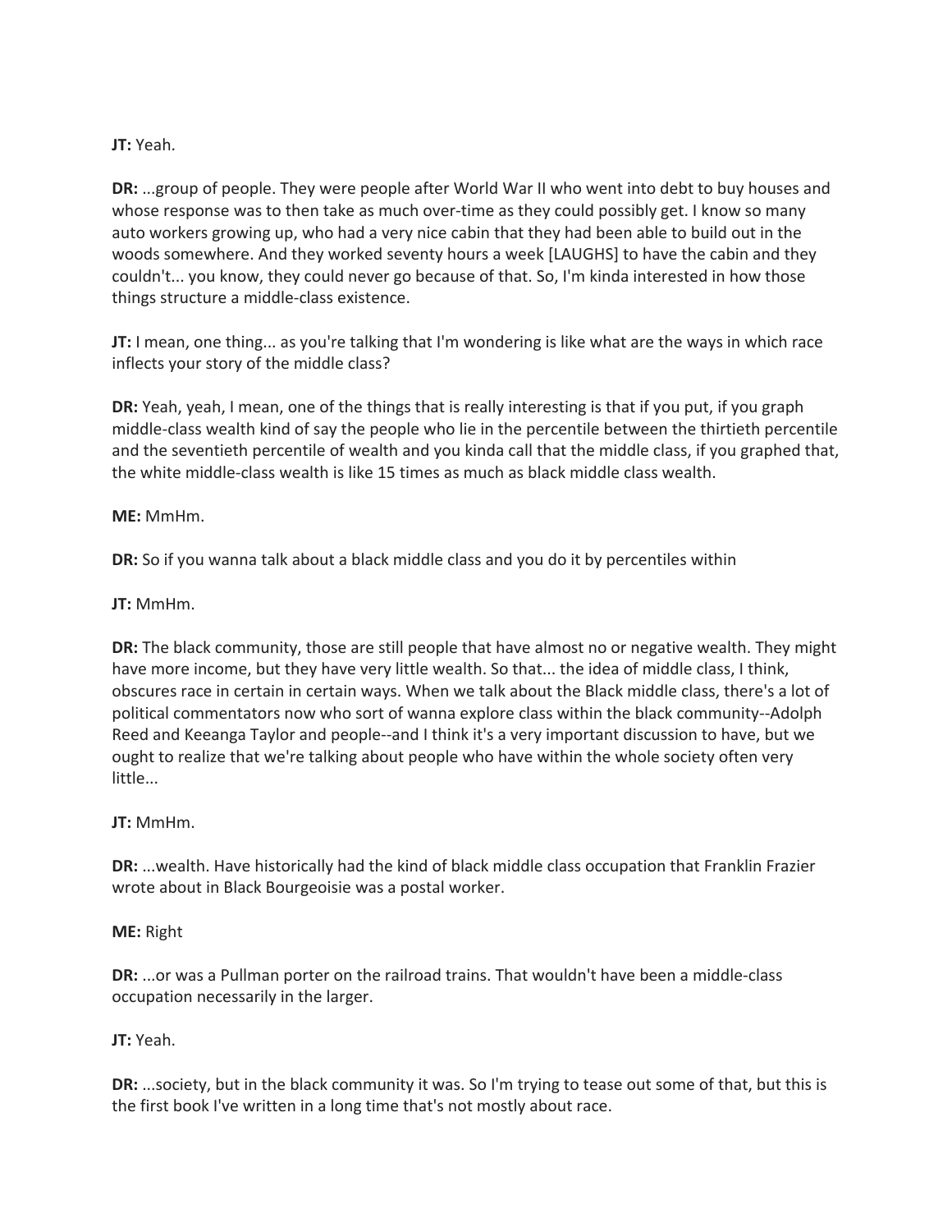**JT:** Yeah.

**DR:** ...group of people. They were people after World War II who went into debt to buy houses and whose response was to then take as much over-time as they could possibly get. I know so many auto workers growing up, who had a very nice cabin that they had been able to build out in the woods somewhere. And they worked seventy hours a week [LAUGHS] to have the cabin and they couldn't... you know, they could never go because of that. So, I'm kinda interested in how those things structure a middle-class existence.

**JT:** I mean, one thing... as you're talking that I'm wondering is like what are the ways in which race inflects your story of the middle class?

**DR:** Yeah, yeah, I mean, one of the things that is really interesting is that if you put, if you graph middle-class wealth kind of say the people who lie in the percentile between the thirtieth percentile and the seventieth percentile of wealth and you kinda call that the middle class, if you graphed that, the white middle-class wealth is like 15 times as much as black middle class wealth.

**ME:** MmHm.

**DR:** So if you wanna talk about a black middle class and you do it by percentiles within

**JT:** MmHm.

**DR:** The black community, those are still people that have almost no or negative wealth. They might have more income, but they have very little wealth. So that... the idea of middle class, I think, obscures race in certain in certain ways. When we talk about the Black middle class, there's a lot of political commentators now who sort of wanna explore class within the black community--Adolph Reed and Keeanga Taylor and people--and I think it's a very important discussion to have, but we ought to realize that we're talking about people who have within the whole society often very little...

**JT:** MmHm.

**DR:** ...wealth. Have historically had the kind of black middle class occupation that Franklin Frazier wrote about in Black Bourgeoisie was a postal worker.

**ME:** Right

**DR:** ...or was a Pullman porter on the railroad trains. That wouldn't have been a middle-class occupation necessarily in the larger.

**JT:** Yeah.

**DR:** ...society, but in the black community it was. So I'm trying to tease out some of that, but this is the first book I've written in a long time that's not mostly about race.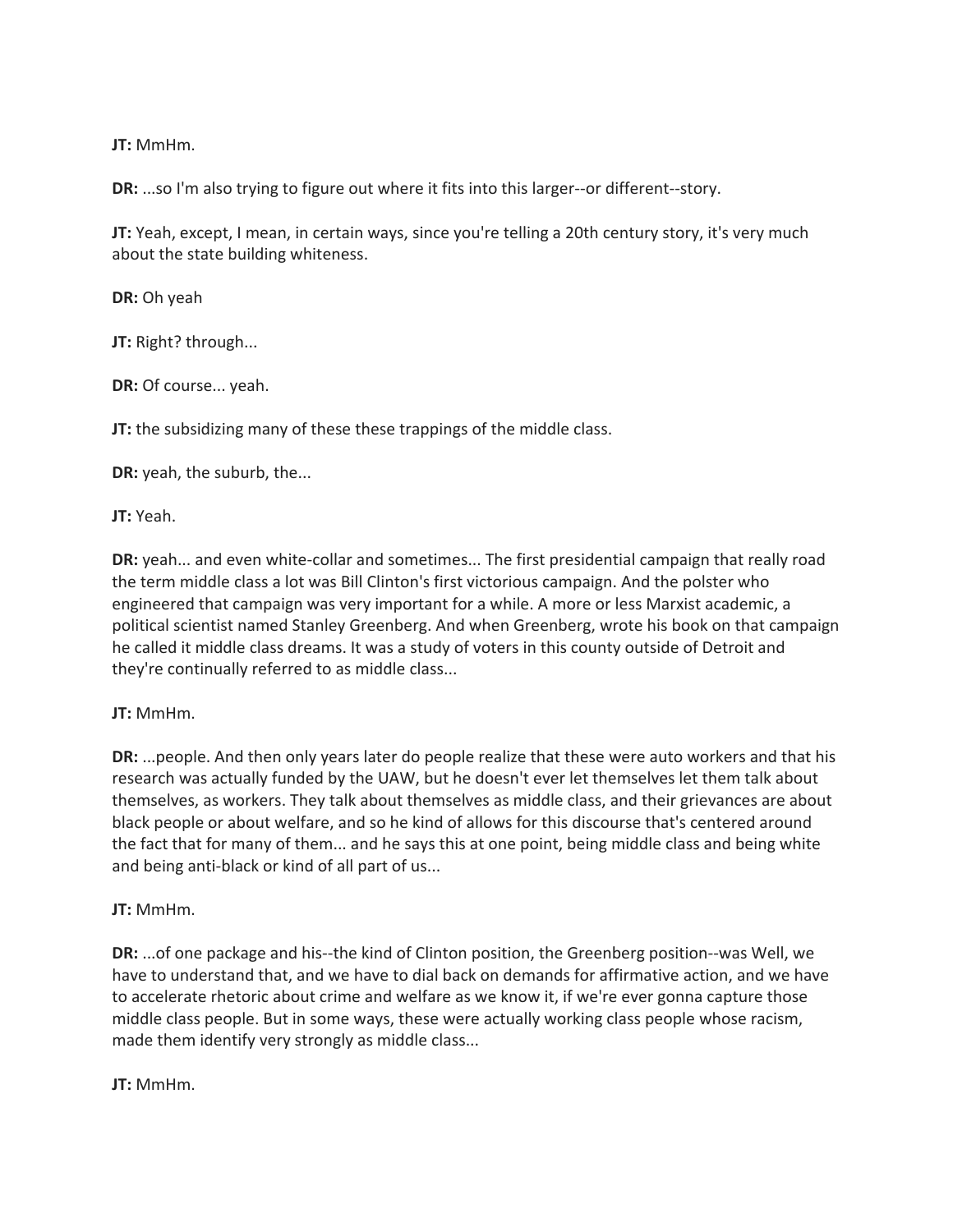**JT:** MmHm.

**DR:** ...so I'm also trying to figure out where it fits into this larger--or different--story.

**JT:** Yeah, except, I mean, in certain ways, since you're telling a 20th century story, it's very much about the state building whiteness.

**DR:** Oh yeah

**JT:** Right? through...

**DR:** Of course... yeah.

**JT:** the subsidizing many of these these trappings of the middle class.

**DR:** yeah, the suburb, the...

**JT:** Yeah.

**DR:** yeah... and even white-collar and sometimes... The first presidential campaign that really road the term middle class a lot was Bill Clinton's first victorious campaign. And the polster who engineered that campaign was very important for a while. A more or less Marxist academic, a political scientist named Stanley Greenberg. And when Greenberg, wrote his book on that campaign he called it middle class dreams. It was a study of voters in this county outside of Detroit and they're continually referred to as middle class...

**JT:** MmHm.

**DR:** ...people. And then only years later do people realize that these were auto workers and that his research was actually funded by the UAW, but he doesn't ever let themselves let them talk about themselves, as workers. They talk about themselves as middle class, and their grievances are about black people or about welfare, and so he kind of allows for this discourse that's centered around the fact that for many of them... and he says this at one point, being middle class and being white and being anti-black or kind of all part of us...

**JT:** MmHm.

**DR:** ...of one package and his--the kind of Clinton position, the Greenberg position--was Well, we have to understand that, and we have to dial back on demands for affirmative action, and we have to accelerate rhetoric about crime and welfare as we know it, if we're ever gonna capture those middle class people. But in some ways, these were actually working class people whose racism, made them identify very strongly as middle class...

**JT:** MmHm.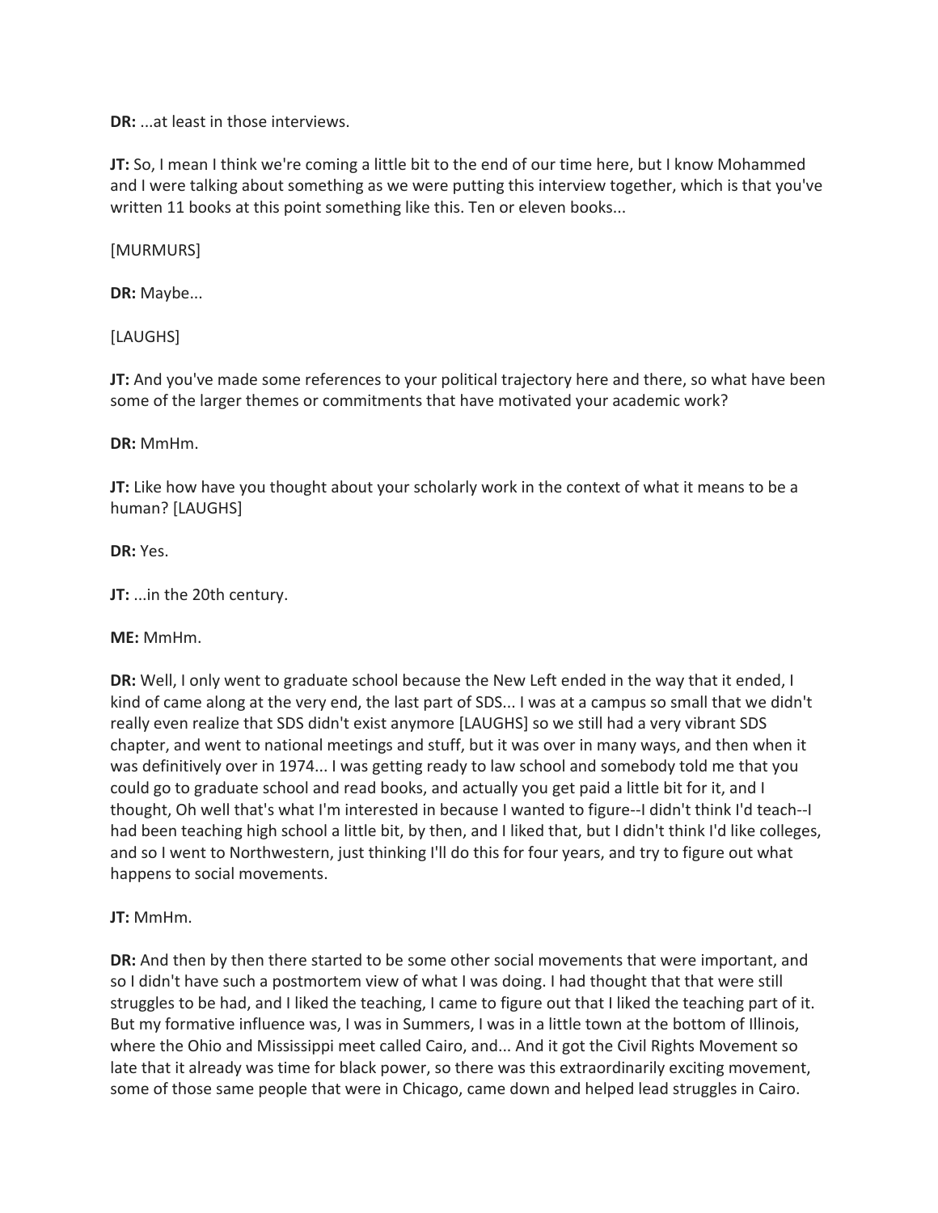**DR:** ...at least in those interviews.

**JT:** So, I mean I think we're coming a little bit to the end of our time here, but I know Mohammed and I were talking about something as we were putting this interview together, which is that you've written 11 books at this point something like this. Ten or eleven books...

[MURMURS]

**DR:** Maybe...

[LAUGHS]

**JT:** And you've made some references to your political trajectory here and there, so what have been some of the larger themes or commitments that have motivated your academic work?

**DR:** MmHm.

**JT:** Like how have you thought about your scholarly work in the context of what it means to be a human? [LAUGHS]

**DR:** Yes.

**JT:** ...in the 20th century.

**ME:** MmHm.

**DR:** Well, I only went to graduate school because the New Left ended in the way that it ended, I kind of came along at the very end, the last part of SDS... I was at a campus so small that we didn't really even realize that SDS didn't exist anymore [LAUGHS] so we still had a very vibrant SDS chapter, and went to national meetings and stuff, but it was over in many ways, and then when it was definitively over in 1974... I was getting ready to law school and somebody told me that you could go to graduate school and read books, and actually you get paid a little bit for it, and I thought, Oh well that's what I'm interested in because I wanted to figure--I didn't think I'd teach--I had been teaching high school a little bit, by then, and I liked that, but I didn't think I'd like colleges, and so I went to Northwestern, just thinking I'll do this for four years, and try to figure out what happens to social movements.

**JT:** MmHm.

**DR:** And then by then there started to be some other social movements that were important, and so I didn't have such a postmortem view of what I was doing. I had thought that that were still struggles to be had, and I liked the teaching, I came to figure out that I liked the teaching part of it. But my formative influence was, I was in Summers, I was in a little town at the bottom of Illinois, where the Ohio and Mississippi meet called Cairo, and... And it got the Civil Rights Movement so late that it already was time for black power, so there was this extraordinarily exciting movement, some of those same people that were in Chicago, came down and helped lead struggles in Cairo.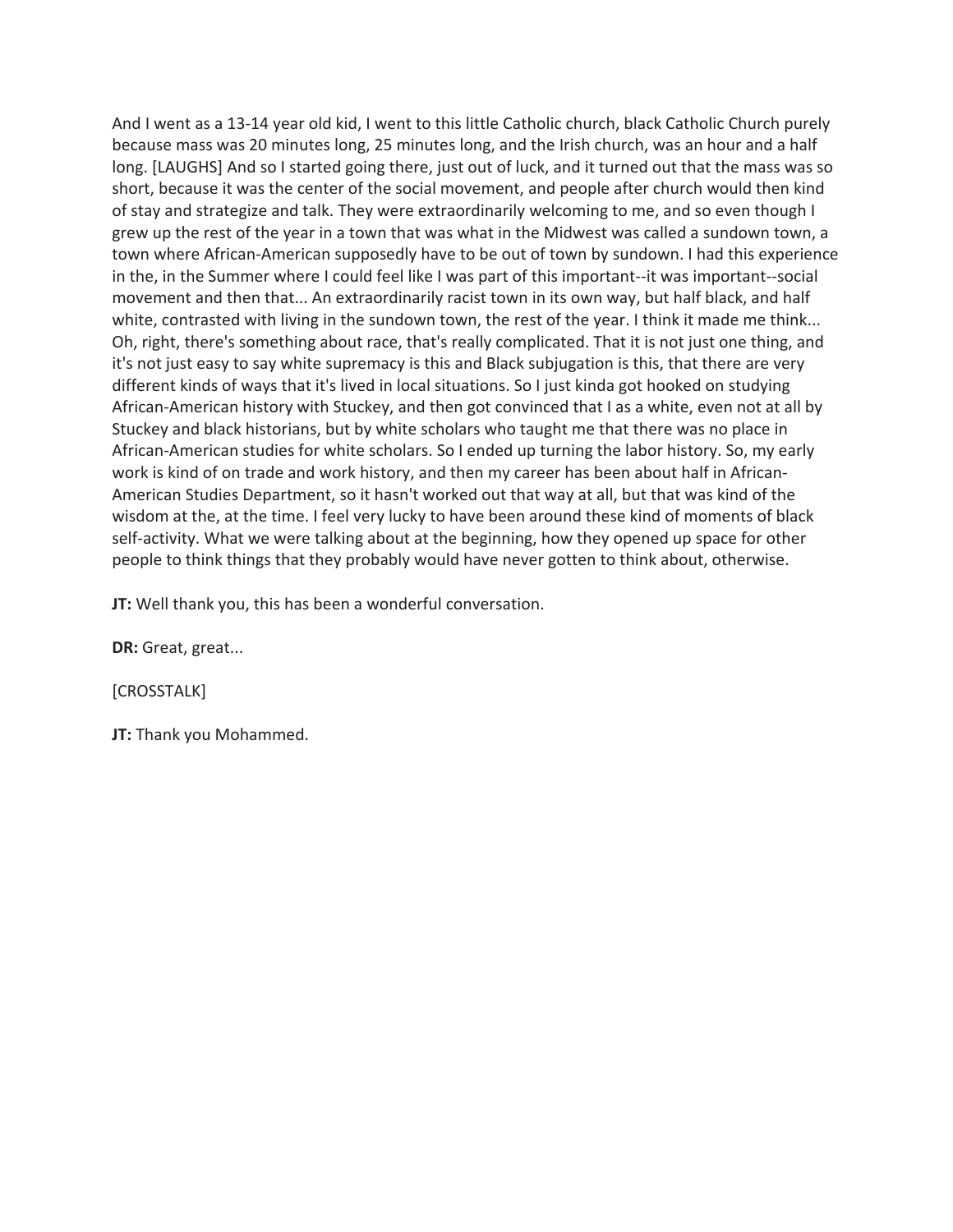And I went as a 13-14 year old kid, I went to this little Catholic church, black Catholic Church purely because mass was 20 minutes long, 25 minutes long, and the Irish church, was an hour and a half long. [LAUGHS] And so I started going there, just out of luck, and it turned out that the mass was so short, because it was the center of the social movement, and people after church would then kind of stay and strategize and talk. They were extraordinarily welcoming to me, and so even though I grew up the rest of the year in a town that was what in the Midwest was called a sundown town, a town where African-American supposedly have to be out of town by sundown. I had this experience in the, in the Summer where I could feel like I was part of this important--it was important--social movement and then that... An extraordinarily racist town in its own way, but half black, and half white, contrasted with living in the sundown town, the rest of the year. I think it made me think... Oh, right, there's something about race, that's really complicated. That it is not just one thing, and it's not just easy to say white supremacy is this and Black subjugation is this, that there are very different kinds of ways that it's lived in local situations. So I just kinda got hooked on studying African-American history with Stuckey, and then got convinced that I as a white, even not at all by Stuckey and black historians, but by white scholars who taught me that there was no place in African-American studies for white scholars. So I ended up turning the labor history. So, my early work is kind of on trade and work history, and then my career has been about half in African-American Studies Department, so it hasn't worked out that way at all, but that was kind of the wisdom at the, at the time. I feel very lucky to have been around these kind of moments of black self-activity. What we were talking about at the beginning, how they opened up space for other people to think things that they probably would have never gotten to think about, otherwise.

**JT:** Well thank you, this has been a wonderful conversation.

**DR:** Great, great...

[CROSSTALK]

**JT:** Thank you Mohammed.